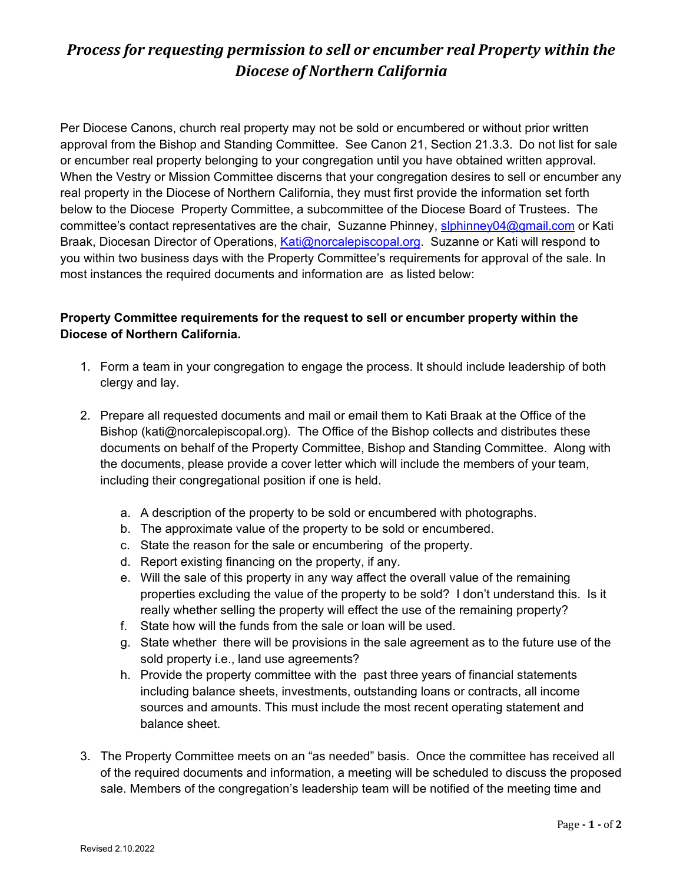# *Process for requesting permission to sell or encumber real Property within the Diocese of Northern California*

Per Diocese Canons, church real property may not be sold or encumbered or without prior written approval from the Bishop and Standing Committee. See Canon 21, Section 21.3.3. Do not list for sale or encumber real property belonging to your congregation until you have obtained written approval. When the Vestry or Mission Committee discerns that your congregation desires to sell or encumber any real property in the Diocese of Northern California, they must first provide the information set forth below to the Diocese Property Committee, a subcommittee of the Diocese Board of Trustees. The committee's contact representatives are the chair, Suzanne Phinney, slphinney04@gmail.com or Kati Braak, Diocesan Director of Operations, Kati@norcalepiscopal.org. Suzanne or Kati will respond to you within two business days with the Property Committee's requirements for approval of the sale. In most instances the required documents and information are as listed below:

**Property Committee requirements for the request to sell or encumber property within the Diocese of Northern California.**

1. Form a team in your congregation to engage the process. It should include leadership of both clergy and lay.

2. Prepare all requested documents and mail or email them to Kati Braak at the Office of the Bishop (kati@norcalepiscopal.org). The Office of the Bishop collects and distributes these documents on behalf of the Property Committee, Bishop and Standing Committee. Along with the documents, please provide a cover letter which will include the members of your team, including their congregational position if one is held.

   a. A description of the property to be sold or encumbered with photographs.
   b. The approximate value of the property to be sold or encumbered.
   c. State the reason for the sale or encumbering of the property.
   d. Report existing financing on the property, if any.
   e. Will the sale of this property in any way affect the overall value of the remaining properties excluding the value of the property to be sold? I don't understand this. Is it really whether selling the property will effect the use of the remaining property?
   f. State how will the funds from the sale or loan will be used.
   g. State whether there will be provisions in the sale agreement as to the future use of the sold property i.e., land use agreements?
   h. Provide the property committee with the past three years of financial statements including balance sheets, investments, outstanding loans or contracts, all income sources and amounts. This must include the most recent operating statement and balance sheet.

3. The Property Committee meets on an "as needed" basis. Once the committee has received all of the required documents and information, a meeting will be scheduled to discuss the proposed sale. Members of the congregation's leadership team will be notified of the meeting time and

Revised 2.10.2022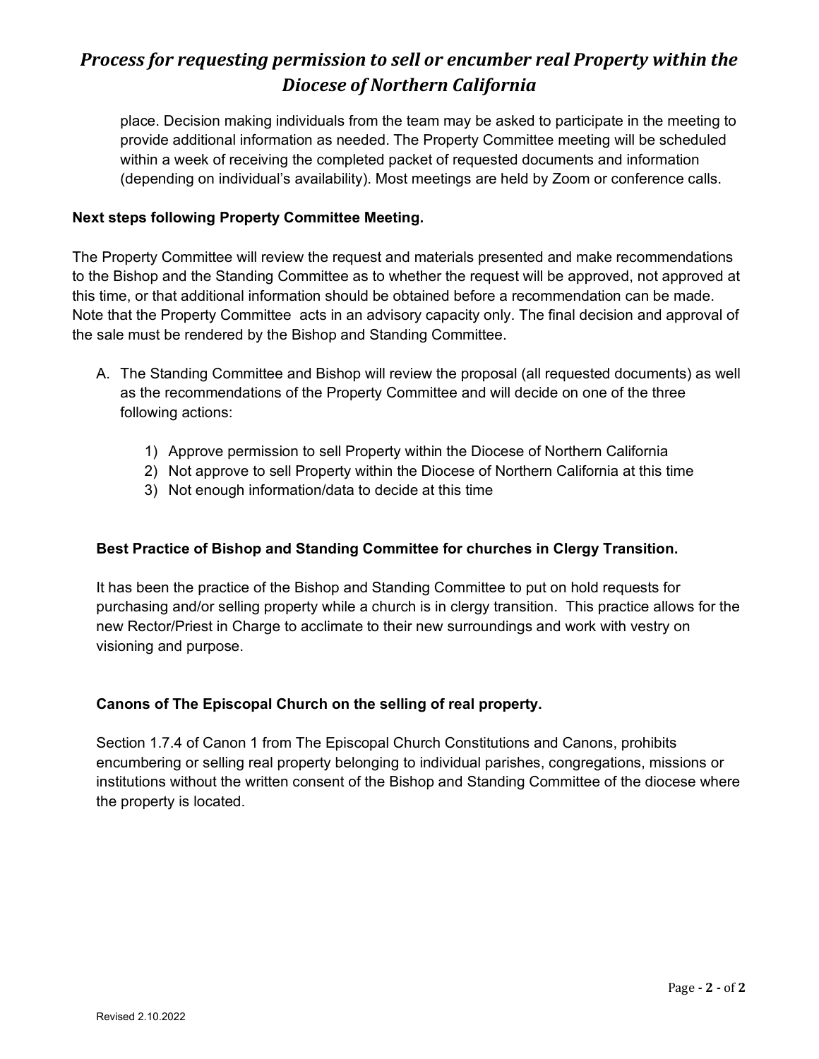place. Decision making individuals from the team may be asked to participate in the meeting to provide additional information as needed. The Property Committee meeting will be scheduled within a week of receiving the completed packet of requested documents and information (depending on individual's availability). Most meetings are held by Zoom or conference calls.

**Next steps following Property Committee Meeting.**

The Property Committee will review the request and materials presented and make recommendations to the Bishop and the Standing Committee as to whether the request will be approved, not approved at this time, or that additional information should be obtained before a recommendation can be made. Note that the Property Committee acts in an advisory capacity only. The final decision and approval of the sale must be rendered by the Bishop and Standing Committee.

A. The Standing Committee and Bishop will review the proposal (all requested documents) as well as the recommendations of the Property Committee and will decide on one of the three following actions:

    1) Approve permission to sell Property within the Diocese of Northern California
    2) Not approve to sell Property within the Diocese of Northern California at this time
    3) Not enough information/data to decide at this time

**Best Practice of Bishop and Standing Committee for churches in Clergy Transition.**

It has been the practice of the Bishop and Standing Committee to put on hold requests for purchasing and/or selling property while a church is in clergy transition. This practice allows for the new Rector/Priest in Charge to acclimate to their new surroundings and work with vestry on visioning and purpose.

**Canons of The Episcopal Church on the selling of real property.**

Section 1.7.4 of Canon 1 from The Episcopal Church Constitutions and Canons, prohibits encumbering or selling real property belonging to individual parishes, congregations, missions or institutions without the written consent of the Bishop and Standing Committee of the diocese where the property is located.

Revised 2.10.2022